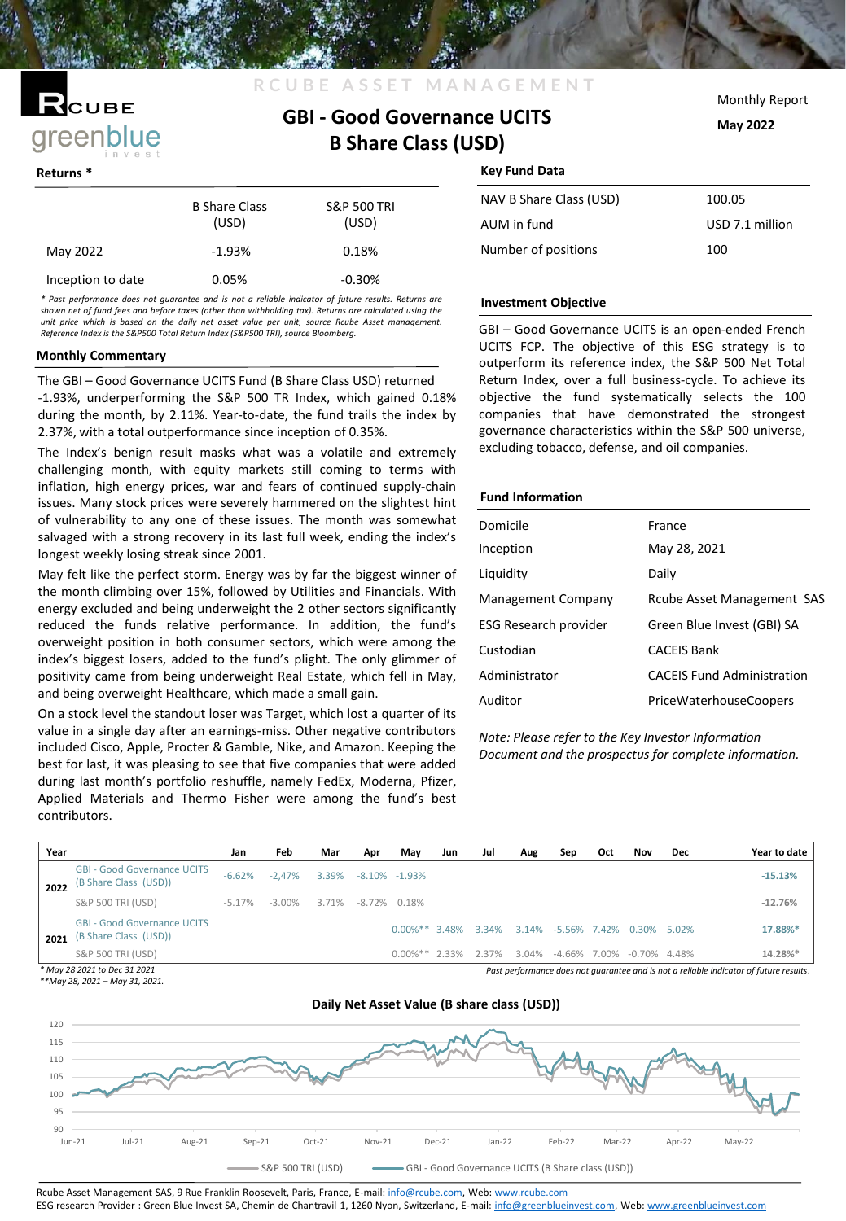RCUBE ASSET MANAGEMENT

# GBI - Good Governance UCITS
# B Share Class (USD)

Monthly Report
**May 2022**

## Returns *

| | B Share Class (USD) | S&P 500 TRI (USD) |
|---|---|---|
| May 2022 | -1.93% | 0.18% |
| Inception to date | 0.05% | -0.30% |

*\* Past performance does not guarantee and is not a reliable indicator of future results. Returns are shown net of fund fees and before taxes (other than withholding tax). Returns are calculated using the unit price which is based on the daily net asset value per unit, source Rcube Asset management. Reference Index is the S&P500 Total Return Index (S&P500 TRI), source Bloomberg.*

## Monthly Commentary

The GBI – Good Governance UCITS Fund (B Share Class USD) returned -1.93%, underperforming the S&P 500 TR Index, which gained 0.18% during the month, by 2.11%. Year-to-date, the fund trails the index by 2.37%, with a total outperformance since inception of 0.35%.

The Index's benign result masks what was a volatile and extremely challenging month, with equity markets still coming to terms with inflation, high energy prices, war and fears of continued supply-chain issues. Many stock prices were severely hammered on the slightest hint of vulnerability to any one of these issues. The month was somewhat salvaged with a strong recovery in its last full week, ending the index's longest weekly losing streak since 2001.

May felt like the perfect storm. Energy was by far the biggest winner of the month climbing over 15%, followed by Utilities and Financials. With energy excluded and being underweight the 2 other sectors significantly reduced the funds relative performance. In addition, the fund's overweight position in both consumer sectors, which were among the index's biggest losers, added to the fund's plight. The only glimmer of positivity came from being underweight Real Estate, which fell in May, and being overweight Healthcare, which made a small gain.

On a stock level the standout loser was Target, which lost a quarter of its value in a single day after an earnings-miss. Other negative contributors included Cisco, Apple, Procter & Gamble, Nike, and Amazon. Keeping the best for last, it was pleasing to see that five companies that were added during last month's portfolio reshuffle, namely FedEx, Moderna, Pfizer, Applied Materials and Thermo Fisher were among the fund's best contributors.

## Key Fund Data

| | |
|---|---|
| NAV B Share Class (USD) | 100.05 |
| AUM in fund | USD 7.1 million |
| Number of positions | 100 |

## Investment Objective

GBI – Good Governance UCITS is an open-ended French UCITS FCP. The objective of this ESG strategy is to outperform its reference index, the S&P 500 Net Total Return Index, over a full business-cycle. To achieve its objective the fund systematically selects the 100 companies that have demonstrated the strongest governance characteristics within the S&P 500 universe, excluding tobacco, defense, and oil companies.

## Fund Information

| | |
|---|---|
| Domicile | France |
| Inception | May 28, 2021 |
| Liquidity | Daily |
| Management Company | Rcube Asset Management SAS |
| ESG Research provider | Green Blue Invest (GBI) SA |
| Custodian | CACEIS Bank |
| Administrator | CACEIS Fund Administration |
| Auditor | PriceWaterhouseCoopers |

*Note: Please refer to the Key Investor Information Document and the prospectus for complete information.*

| Year | | Jan | Feb | Mar | Apr | May | Jun | Jul | Aug | Sep | Oct | Nov | Dec | Year to date |
|---|---|---|---|---|---|---|---|---|---|---|---|---|---|---|
| 2022 | GBI - Good Governance UCITS (B Share Class (USD)) | -6.62% | -2,47% | 3.39% | -8.10% | -1.93% | | | | | | | | -15.13% |
| | S&P 500 TRI (USD) | -5.17% | -3.00% | 3.71% | -8.72% | 0.18% | | | | | | | | -12.76% |
| 2021 | GBI - Good Governance UCITS (B Share Class (USD)) | | | | | 0.00%** | 3.48% | 3.34% | 3.14% | -5.56% | 7.42% | 0.30% | 5.02% | 17.88%* |
| | S&P 500 TRI (USD) | | | | | 0.00%** | 2.33% | 2.37% | 3.04% | -4.66% | 7.00% | -0.70% | 4.48% | 14.28%* |

*\* May 28 2021 to Dec 31 2021*
*\*\*May 28, 2021 – May 31, 2021.*

*Past performance does not guarantee and is not a reliable indicator of future results.*

## Daily Net Asset Value (B share class (USD))

S&P 500 TRI (USD) — GBI - Good Governance UCITS (B Share class (USD))

Rcube Asset Management SAS, 9 Rue Franklin Roosevelt, Paris, France, E-mail: info@rcube.com, Web: www.rcube.com
ESG research Provider : Green Blue Invest SA, Chemin de Chantravil 1, 1260 Nyon, Switzerland, E-mail: info@greenblueinvest.com, Web: www.greenblueinvest.com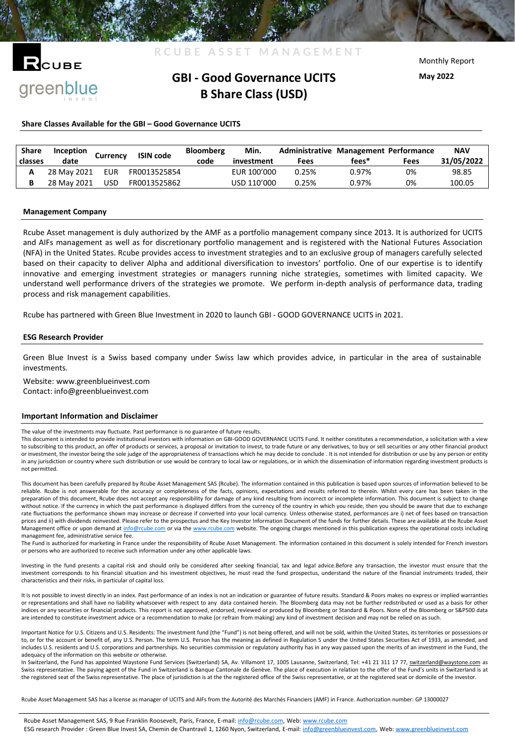RCUBE ASSET MANAGEMENT

Monthly Report

**May 2022**

# GBI - Good Governance UCITS
# B Share Class (USD)

### Share Classes Available for the GBI – Good Governance UCITS

| Share classes | Inception date | Currency | ISIN code | Bloomberg code | Min. investment | Administrative Fees | Management fees* | Performance Fees | NAV 31/05/2022 |
|---|---|---|---|---|---|---|---|---|---|
| A | 28 May 2021 | EUR | FR0013525854 | | EUR 100'000 | 0.25% | 0.97% | 0% | 98.85 |
| B | 28 May 2021 | USD | FR0013525862 | | USD 110'000 | 0.25% | 0.97% | 0% | 100.05 |

### Management Company

Rcube Asset management is duly authorized by the AMF as a portfolio management company since 2013. It is authorized for UCITS and AIFs management as well as for discretionary portfolio management and is registered with the National Futures Association (NFA) in the United States. Rcube provides access to investment strategies and to an exclusive group of managers carefully selected based on their capacity to deliver Alpha and additional diversification to investors' portfolio. One of our expertise is to identify innovative and emerging investment strategies or managers running niche strategies, sometimes with limited capacity. We understand well performance drivers of the strategies we promote. We perform in-depth analysis of performance data, trading process and risk management capabilities.

Rcube has partnered with Green Blue Investment in 2020 to launch GBI - GOOD GOVERNANCE UCITS in 2021.

### ESG Research Provider

Green Blue Invest is a Swiss based company under Swiss law which provides advice, in particular in the area of sustainable investments.

Website: www.greenblueinvest.com
Contact: info@greenblueinvest.com

### Important Information and Disclaimer

The value of the investments may fluctuate. Past performance is no guarantee of future results.
This document is intended to provide institutional investors with information on GBI-GOOD GOVERNANCE UCITS Fund. It neither constitutes a recommendation, a solicitation with a view to subscribing to this product, an offer of products or services, a proposal or invitation to invest, to trade future or any derivatives, to buy or sell securities or any other financial product or investment, the investor being the sole judge of the appropriateness of transactions which he may decide to conclude . It is not intended for distribution or use by any person or entity in any jurisdiction or country where such distribution or use would be contrary to local law or regulations, or in which the dissemination of information regarding investment products is not permitted.

This document has been carefully prepared by Rcube Asset Management SAS (Rcube). The information contained in this publication is based upon sources of information believed to be reliable. Rcube is not answerable for the accuracy or completeness of the facts, opinions, expectations and results referred to therein. Whilst every care has been taken in the preparation of this document, Rcube does not accept any responsibility for damage of any kind resulting from incorrect or incomplete information. This document is subject to change without notice. If the currency in which the past performance is displayed differs from the currency of the country in which you reside, then you should be aware that due to exchange rate fluctuations the performance shown may increase or decrease if converted into your local currency. Unless otherwise stated, performances are i) net of fees based on transaction prices and ii) with dividends reinvested. Please refer to the prospectus and the Key Investor Information Document of the funds for further details. These are available at the Rcube Asset Management office or upon demand at info@rcube.com or via the www.rcube.com website. The ongoing charges mentioned in this publication express the operational costs including management fee, administrative service fee.
The Fund is authorized for marketing in France under the responsibility of Rcube Asset Management. The information contained in this document is solely intended for French investors or persons who are authorized to receive such information under any other applicable laws.

Investing in the fund presents a capital risk and should only be considered after seeking financial, tax and legal advice.Before any transaction, the investor must ensure that the investment corresponds to his financial situation and his investment objectives, he must read the fund prospectus, understand the nature of the financial instruments traded, their characteristics and their risks, in particular of capital loss.

It is not possible to invest directly in an index. Past performance of an index is not an indication or guarantee of future results. Standard & Poors makes no express or implied warranties or representations and shall have no liability whatsoever with respect to any data contained herein. The Bloomberg data may not be further redistributed or used as a basis for other indices or any securities or financial products. This report is not approved, endorsed, reviewed or produced by Bloomberg or Standard & Poors. None of the Bloomberg or S&P500 data are intended to constitute investment advice or a recommendation to make (or refrain from making) any kind of investment decision and may not be relied on as such.

Important Notice for U.S. Citizens and U.S. Residents: The investment fund (the "Fund") is not being offered, and will not be sold, within the United States, its territories or possessions or to, or for the account or benefit of, any U.S. Person. The term U.S. Person has the meaning as defined in Regulation S under the United States Securities Act of 1933, as amended, and includes U.S. residents and U.S. corporations and partnerships. No securities commission or regulatory authority has in any way passed upon the merits of an investment in the Fund, the adequacy of the information on this website or otherwise.
In Switzerland, the Fund has appointed Waystone Fund Services (Switzerland) SA, Av. Villamont 17, 1005 Lausanne, Switzerland, Tel: +41 21 311 17 77, switzerland@waystone.com as Swiss representative. The paying agent of the Fund in Switzerland is Banque Cantonale de Genève. The place of execution in relation to the offer of the Fund's units in Switzerland is at the registered seat of the Swiss representative. The place of jurisdiction is at the the registered office of the Swiss representative, or at the registered seat or domicile of the investor.

Rcube Asset Management SAS has a license as manager of UCITS and AIFs from the Autorité des Marchés Financiers (AMF) in France. Authorization number: GP 13000027

Rcube Asset Management SAS, 9 Rue Franklin Roosevelt, Paris, France, E-mail: info@rcube.com, Web: www.rcube.com
ESG research Provider : Green Blue Invest SA, Chemin de Chantravil 1, 1260 Nyon, Switzerland, E-mail: info@greenblueinvest.com, Web: www.greenblueinvest.com